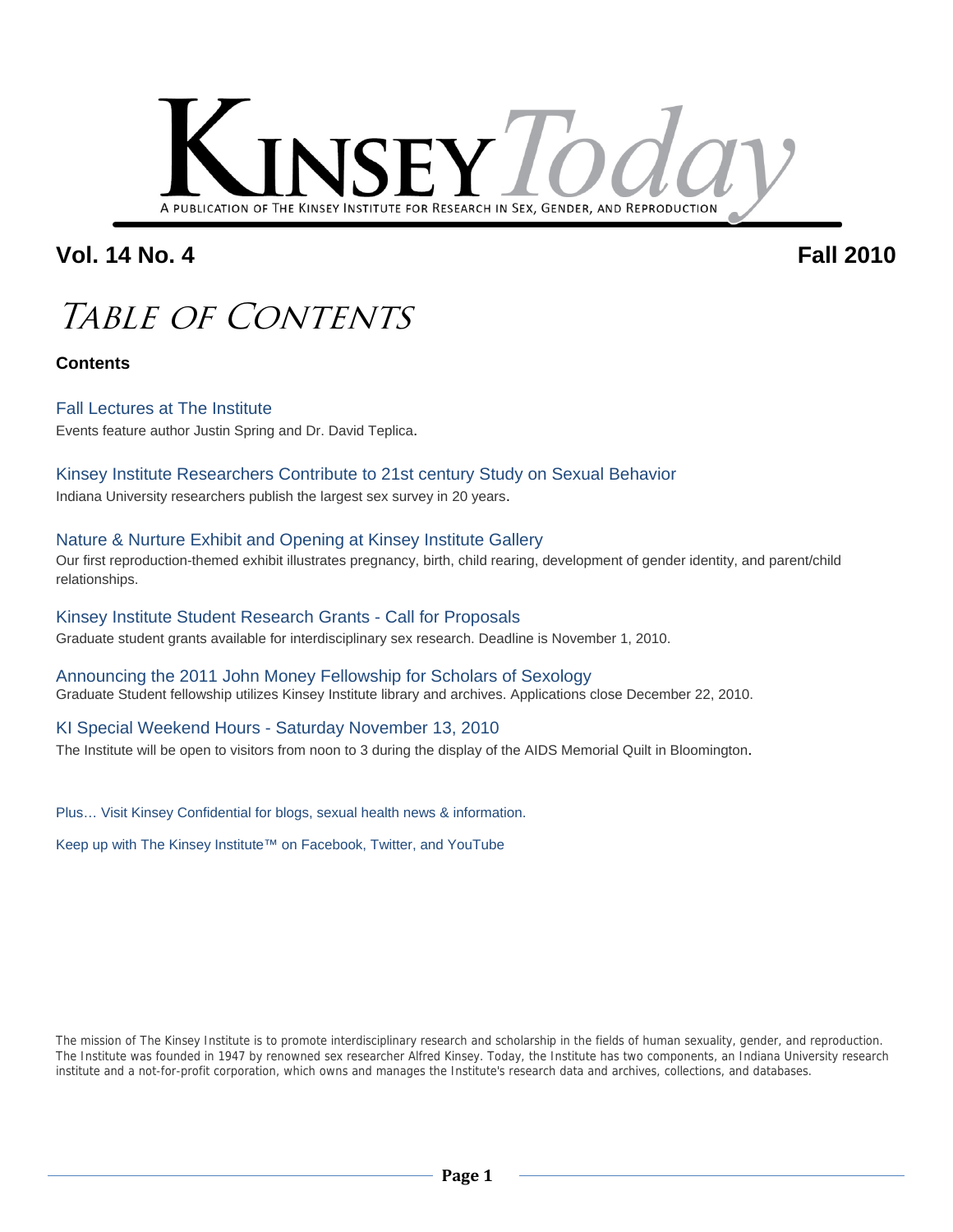# KINSEY *Today*

A PUBLICATION OF THE KINSEY INSTITUTE FOR RESEARCH IN SEX, GENDER, AND REPRODUCTION

**Vol. 14 No. 4** **Fall 2010**

# *Table of Contents*

**Contents**

### Fall Lectures at The Institute

Events feature author Justin Spring and Dr. David Teplica.

### Kinsey Institute Researchers Contribute to 21st century Study on Sexual Behavior

Indiana University researchers publish the largest sex survey in 20 years.

### Nature & Nurture Exhibit and Opening at Kinsey Institute Gallery

Our first reproduction-themed exhibit illustrates pregnancy, birth, child rearing, development of gender identity, and parent/child relationships.

### Kinsey Institute Student Research Grants - Call for Proposals

Graduate student grants available for interdisciplinary sex research. Deadline is November 1, 2010.

### Announcing the 2011 John Money Fellowship for Scholars of Sexology

Graduate Student fellowship utilizes Kinsey Institute library and archives. Applications close December 22, 2010.

### KI Special Weekend Hours - Saturday November 13, 2010

The Institute will be open to visitors from noon to 3 during the display of the AIDS Memorial Quilt in Bloomington.

Plus… Visit Kinsey Confidential for blogs, sexual health news & information.

Keep up with The Kinsey Institute™ on Facebook, Twitter, and YouTube

The mission of The Kinsey Institute is to promote interdisciplinary research and scholarship in the fields of human sexuality, gender, and reproduction. The Institute was founded in 1947 by renowned sex researcher Alfred Kinsey. Today, the Institute has two components, an Indiana University research institute and a not-for-profit corporation, which owns and manages the Institute's research data and archives, collections, and databases.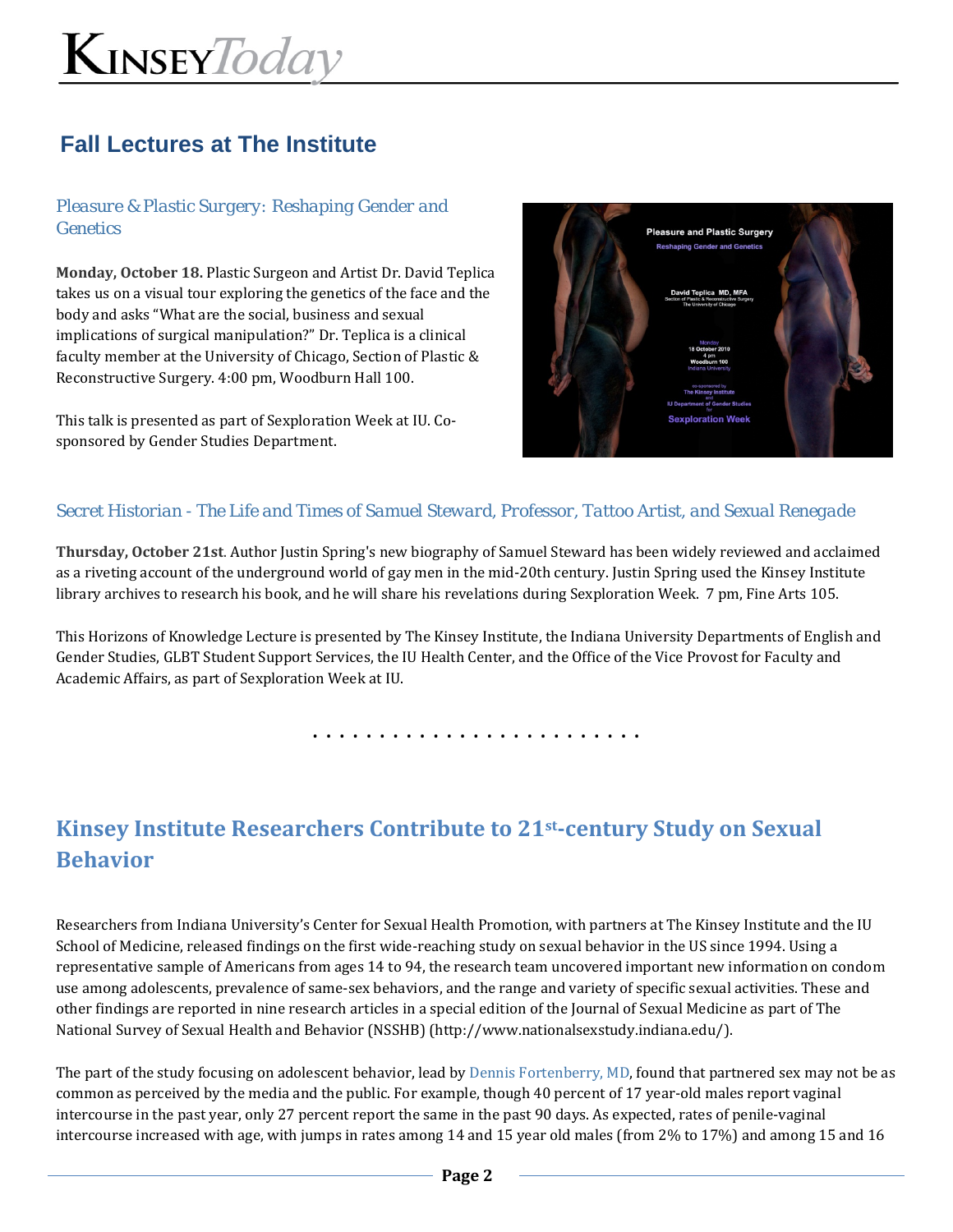## Fall Lectures at The Institute

### *Pleasure & Plastic Surgery: Reshaping Gender and Genetics*

**Monday, October 18.** Plastic Surgeon and Artist Dr. David Teplica takes us on a visual tour exploring the genetics of the face and the body and asks "What are the social, business and sexual implications of surgical manipulation?" Dr. Teplica is a clinical faculty member at the University of Chicago, Section of Plastic & Reconstructive Surgery. 4:00 pm, Woodburn Hall 100.

This talk is presented as part of Sexploration Week at IU. Co-sponsored by Gender Studies Department.

### *Secret Historian - The Life and Times of Samuel Steward, Professor, Tattoo Artist, and Sexual Renegade*

**Thursday, October 21st**. Author Justin Spring's new biography of Samuel Steward has been widely reviewed and acclaimed as a riveting account of the underground world of gay men in the mid-20th century. Justin Spring used the Kinsey Institute library archives to research his book, and he will share his revelations during Sexploration Week. 7 pm, Fine Arts 105.

This Horizons of Knowledge Lecture is presented by The Kinsey Institute, the Indiana University Departments of English and Gender Studies, GLBT Student Support Services, the IU Health Center, and the Office of the Vice Provost for Faculty and Academic Affairs, as part of Sexploration Week at IU.

. . . . . . . . . . . . . . . . . . . . . . . . .

## Kinsey Institute Researchers Contribute to 21st-century Study on Sexual Behavior

Researchers from Indiana University's Center for Sexual Health Promotion, with partners at The Kinsey Institute and the IU School of Medicine, released findings on the first wide-reaching study on sexual behavior in the US since 1994. Using a representative sample of Americans from ages 14 to 94, the research team uncovered important new information on condom use among adolescents, prevalence of same-sex behaviors, and the range and variety of specific sexual activities. These and other findings are reported in nine research articles in a special edition of the Journal of Sexual Medicine as part of The National Survey of Sexual Health and Behavior (NSSHB) (http://www.nationalsexstudy.indiana.edu/).

The part of the study focusing on adolescent behavior, lead by Dennis Fortenberry, MD, found that partnered sex may not be as common as perceived by the media and the public. For example, though 40 percent of 17 year-old males report vaginal intercourse in the past year, only 27 percent report the same in the past 90 days. As expected, rates of penile-vaginal intercourse increased with age, with jumps in rates among 14 and 15 year old males (from 2% to 17%) and among 15 and 16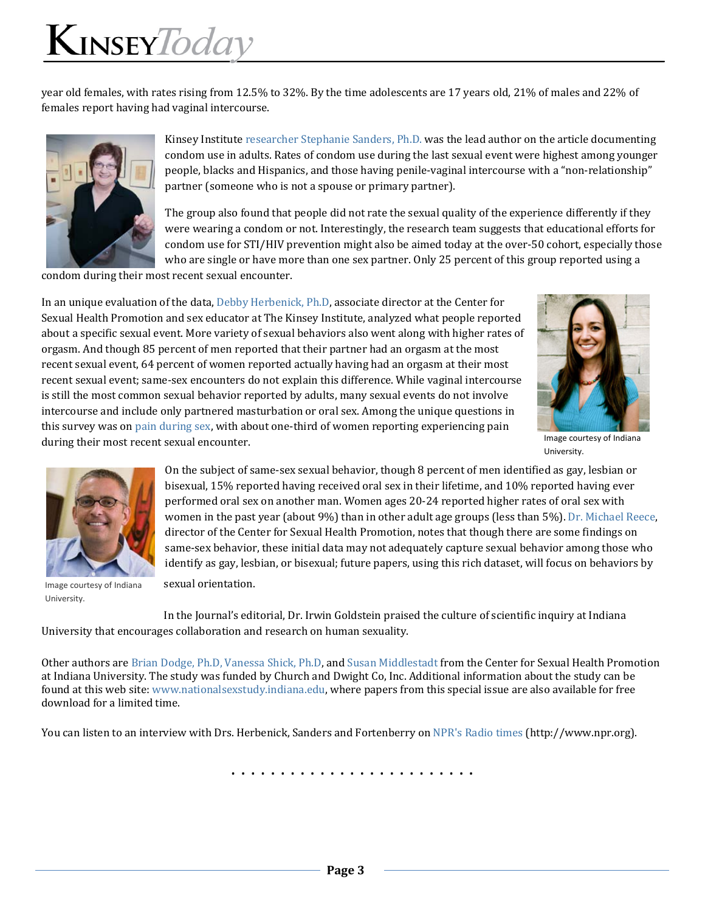year old females, with rates rising from 12.5% to 32%. By the time adolescents are 17 years old, 21% of males and 22% of females report having had vaginal intercourse.

Kinsey Institute researcher Stephanie Sanders, Ph.D. was the lead author on the article documenting condom use in adults. Rates of condom use during the last sexual event were highest among younger people, blacks and Hispanics, and those having penile-vaginal intercourse with a "non-relationship" partner (someone who is not a spouse or primary partner).

The group also found that people did not rate the sexual quality of the experience differently if they were wearing a condom or not. Interestingly, the research team suggests that educational efforts for condom use for STI/HIV prevention might also be aimed today at the over-50 cohort, especially those who are single or have more than one sex partner. Only 25 percent of this group reported using a condom during their most recent sexual encounter.

In an unique evaluation of the data, Debby Herbenick, Ph.D, associate director at the Center for Sexual Health Promotion and sex educator at The Kinsey Institute, analyzed what people reported about a specific sexual event. More variety of sexual behaviors also went along with higher rates of orgasm. And though 85 percent of men reported that their partner had an orgasm at the most recent sexual event, 64 percent of women reported actually having had an orgasm at their most recent sexual event; same-sex encounters do not explain this difference. While vaginal intercourse is still the most common sexual behavior reported by adults, many sexual events do not involve intercourse and include only partnered masturbation or oral sex. Among the unique questions in this survey was on pain during sex, with about one-third of women reporting experiencing pain during their most recent sexual encounter.

Image courtesy of Indiana University.

On the subject of same-sex sexual behavior, though 8 percent of men identified as gay, lesbian or bisexual, 15% reported having received oral sex in their lifetime, and 10% reported having ever performed oral sex on another man. Women ages 20-24 reported higher rates of oral sex with women in the past year (about 9%) than in other adult age groups (less than 5%). Dr. Michael Reece, director of the Center for Sexual Health Promotion, notes that though there are some findings on same-sex behavior, these initial data may not adequately capture sexual behavior among those who identify as gay, lesbian, or bisexual; future papers, using this rich dataset, will focus on behaviors by sexual orientation.

Image courtesy of Indiana University.

In the Journal's editorial, Dr. Irwin Goldstein praised the culture of scientific inquiry at Indiana University that encourages collaboration and research on human sexuality.

Other authors are Brian Dodge, Ph.D, Vanessa Shick, Ph.D, and Susan Middlestadt from the Center for Sexual Health Promotion at Indiana University. The study was funded by Church and Dwight Co, Inc. Additional information about the study can be found at this web site: www.nationalsexstudy.indiana.edu, where papers from this special issue are also available for free download for a limited time.

You can listen to an interview with Drs. Herbenick, Sanders and Fortenberry on NPR's Radio times (http://www.npr.org).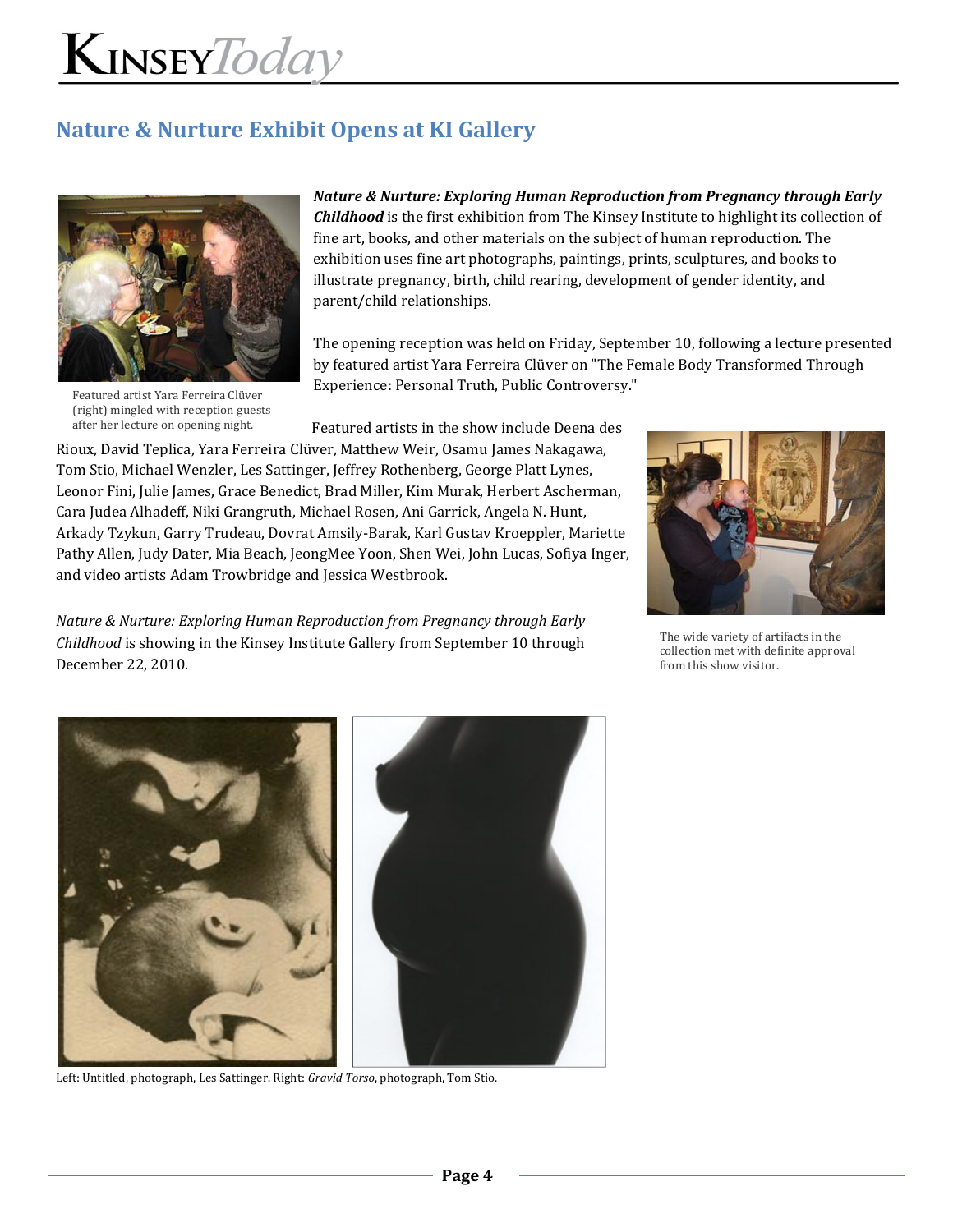## Nature & Nurture Exhibit Opens at KI Gallery

Featured artist Yara Ferreira Clüver (right) mingled with reception guests after her lecture on opening night.

***Nature & Nurture: Exploring Human Reproduction from Pregnancy through Early Childhood*** is the first exhibition from The Kinsey Institute to highlight its collection of fine art, books, and other materials on the subject of human reproduction. The exhibition uses fine art photographs, paintings, prints, sculptures, and books to illustrate pregnancy, birth, child rearing, development of gender identity, and parent/child relationships.

The opening reception was held on Friday, September 10, following a lecture presented by featured artist Yara Ferreira Clüver on "The Female Body Transformed Through Experience: Personal Truth, Public Controversy."

Featured artists in the show include Deena des Rioux, David Teplica, Yara Ferreira Clüver, Matthew Weir, Osamu James Nakagawa, Tom Stio, Michael Wenzler, Les Sattinger, Jeffrey Rothenberg, George Platt Lynes, Leonor Fini, Julie James, Grace Benedict, Brad Miller, Kim Murak, Herbert Ascherman, Cara Judea Alhadeff, Niki Grangruth, Michael Rosen, Ani Garrick, Angela N. Hunt, Arkady Tzykun, Garry Trudeau, Dovrat Amsily-Barak, Karl Gustav Kroeppler, Mariette Pathy Allen, Judy Dater, Mia Beach, JeongMee Yoon, Shen Wei, John Lucas, Sofiya Inger, and video artists Adam Trowbridge and Jessica Westbrook.

The wide variety of artifacts in the collection met with definite approval from this show visitor.

*Nature & Nurture: Exploring Human Reproduction from Pregnancy through Early Childhood* is showing in the Kinsey Institute Gallery from September 10 through December 22, 2010.

Left: Untitled, photograph, Les Sattinger. Right: *Gravid Torso*, photograph, Tom Stio.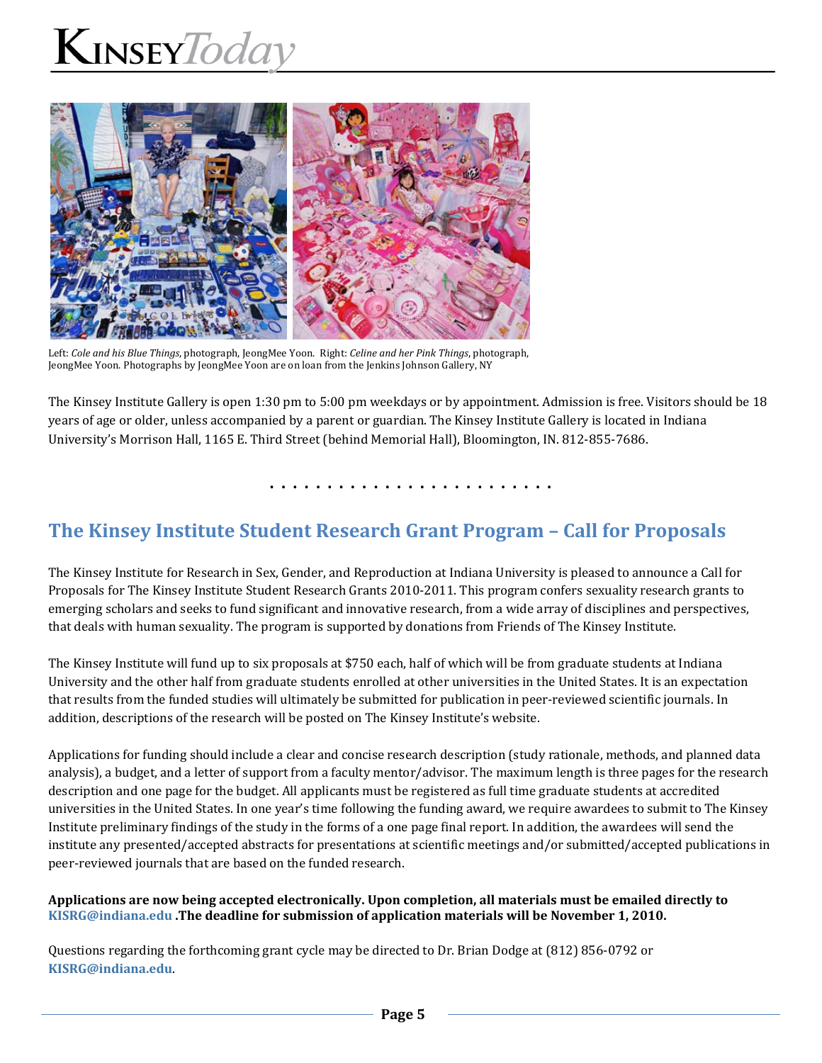Left: *Cole and his Blue Things*, photograph, JeongMee Yoon. Right: *Celine and her Pink Things*, photograph, JeongMee Yoon. Photographs by JeongMee Yoon are on loan from the Jenkins Johnson Gallery, NY

The Kinsey Institute Gallery is open 1:30 pm to 5:00 pm weekdays or by appointment. Admission is free. Visitors should be 18 years of age or older, unless accompanied by a parent or guardian. The Kinsey Institute Gallery is located in Indiana University's Morrison Hall, 1165 E. Third Street (behind Memorial Hall), Bloomington, IN. 812-855-7686.

## The Kinsey Institute Student Research Grant Program – Call for Proposals

The Kinsey Institute for Research in Sex, Gender, and Reproduction at Indiana University is pleased to announce a Call for Proposals for The Kinsey Institute Student Research Grants 2010-2011. This program confers sexuality research grants to emerging scholars and seeks to fund significant and innovative research, from a wide array of disciplines and perspectives, that deals with human sexuality. The program is supported by donations from Friends of The Kinsey Institute.

The Kinsey Institute will fund up to six proposals at $750 each, half of which will be from graduate students at Indiana University and the other half from graduate students enrolled at other universities in the United States. It is an expectation that results from the funded studies will ultimately be submitted for publication in peer-reviewed scientific journals. In addition, descriptions of the research will be posted on The Kinsey Institute's website.

Applications for funding should include a clear and concise research description (study rationale, methods, and planned data analysis), a budget, and a letter of support from a faculty mentor/advisor. The maximum length is three pages for the research description and one page for the budget. All applicants must be registered as full time graduate students at accredited universities in the United States. In one year's time following the funding award, we require awardees to submit to The Kinsey Institute preliminary findings of the study in the forms of a one page final report. In addition, the awardees will send the institute any presented/accepted abstracts for presentations at scientific meetings and/or submitted/accepted publications in peer-reviewed journals that are based on the funded research.

**Applications are now being accepted electronically. Upon completion, all materials must be emailed directly to KISRG@indiana.edu .The deadline for submission of application materials will be November 1, 2010.**

Questions regarding the forthcoming grant cycle may be directed to Dr. Brian Dodge at (812) 856-0792 or **KISRG@indiana.edu**.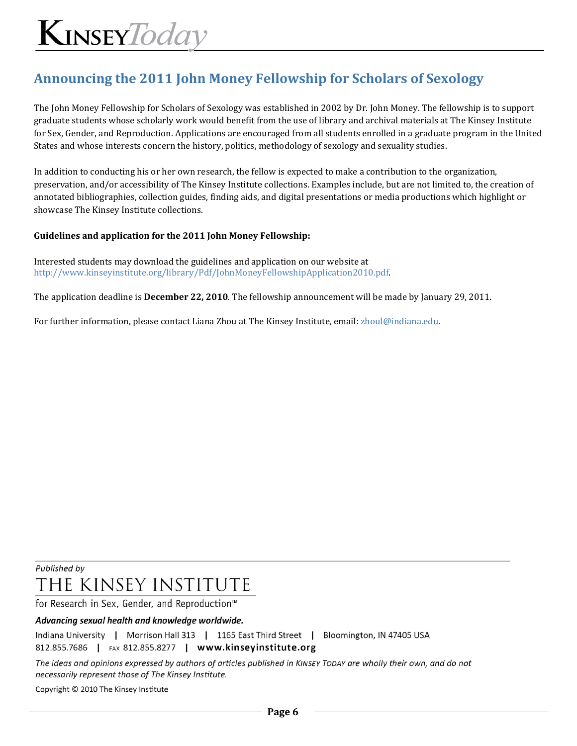## Announcing the 2011 John Money Fellowship for Scholars of Sexology

The John Money Fellowship for Scholars of Sexology was established in 2002 by Dr. John Money. The fellowship is to support graduate students whose scholarly work would benefit from the use of library and archival materials at The Kinsey Institute for Sex, Gender, and Reproduction. Applications are encouraged from all students enrolled in a graduate program in the United States and whose interests concern the history, politics, methodology of sexology and sexuality studies.

In addition to conducting his or her own research, the fellow is expected to make a contribution to the organization, preservation, and/or accessibility of The Kinsey Institute collections. Examples include, but are not limited to, the creation of annotated bibliographies, collection guides, finding aids, and digital presentations or media productions which highlight or showcase The Kinsey Institute collections.

**Guidelines and application for the 2011 John Money Fellowship:**

Interested students may download the guidelines and application on our website at http://www.kinseyinstitute.org/library/Pdf/JohnMoneyFellowshipApplication2010.pdf.

The application deadline is **December 22, 2010**. The fellowship announcement will be made by January 29, 2011.

For further information, please contact Liana Zhou at The Kinsey Institute, email: zhoul@indiana.edu.

*Published by*

THE KINSEY INSTITUTE

for Research in Sex, Gender, and Reproduction™

***Advancing sexual health and knowledge worldwide.***

Indiana University | Morrison Hall 313 | 1165 East Third Street | Bloomington, IN 47405 USA

812.855.7686 | FAX 812.855.8277 | **www.kinseyinstitute.org**

*The ideas and opinions expressed by authors of articles published in KINSEY TODAY are wholly their own, and do not necessarily represent those of The Kinsey Institute.*

Copyright © 2010 The Kinsey Institute